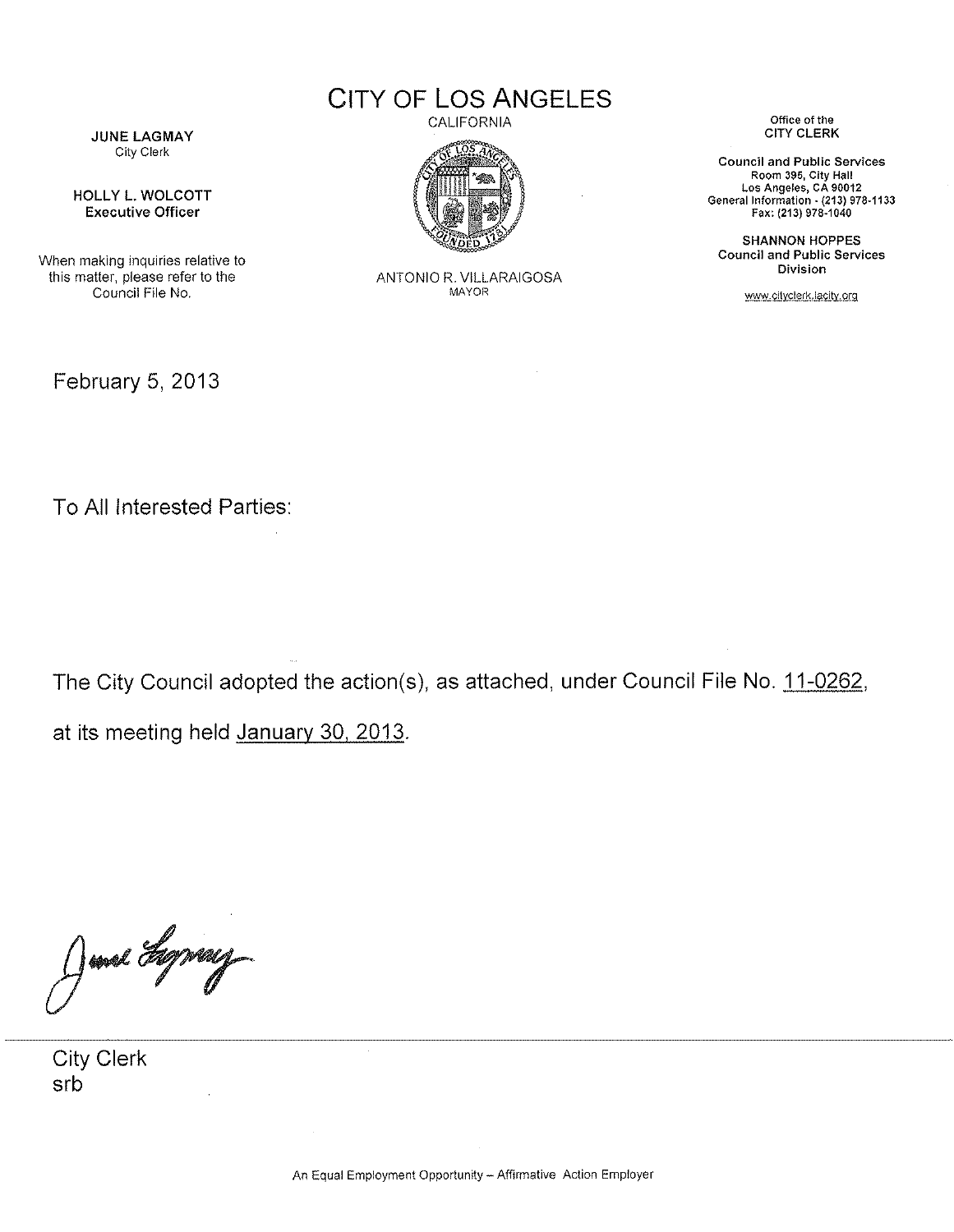# CITY OF LOS ANGELES

CALIFORNIA

ANTONIO R. VILLARAIGOSA
MAYOR

**JUNE LAGMAY**
City Clerk

**HOLLY L. WOLCOTT**
**Executive Officer**

When making inquiries relative to this matter, please refer to the Council File No.

Office of the
**CITY CLERK**

**Council and Public Services**
**Room 395, City Hall**
**Los Angeles, CA 90012**
**General Information - (213) 978-1133**
**Fax: (213) 978-1040**

**SHANNON HOPPES**
**Council and Public Services Division**

www.cityclerk.lacity.org

February 5, 2013

To All Interested Parties:

The City Council adopted the action(s), as attached, under Council File No. 11-0262, at its meeting held January 30, 2013.

City Clerk
srb

An Equal Employment Opportunity – Affirmative Action Employer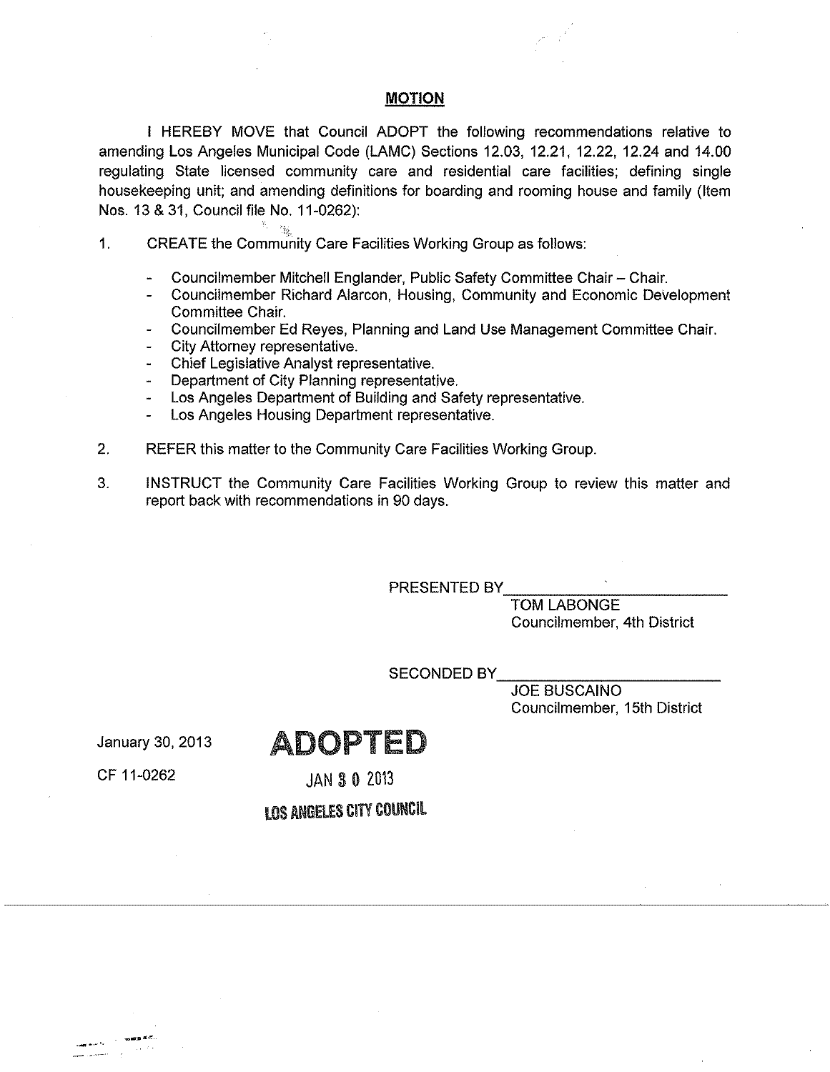## MOTION

I HEREBY MOVE that Council ADOPT the following recommendations relative to amending Los Angeles Municipal Code (LAMC) Sections 12.03, 12.21, 12.22, 12.24 and 14.00 regulating State licensed community care and residential care facilities; defining single housekeeping unit; and amending definitions for boarding and rooming house and family (Item Nos. 13 & 31, Council file No. 11-0262):

1. CREATE the Community Care Facilities Working Group as follows:

   - Councilmember Mitchell Englander, Public Safety Committee Chair – Chair.
   - Councilmember Richard Alarcon, Housing, Community and Economic Development Committee Chair.
   - Councilmember Ed Reyes, Planning and Land Use Management Committee Chair.
   - City Attorney representative.
   - Chief Legislative Analyst representative.
   - Department of City Planning representative.
   - Los Angeles Department of Building and Safety representative.
   - Los Angeles Housing Department representative.

2. REFER this matter to the Community Care Facilities Working Group.

3. INSTRUCT the Community Care Facilities Working Group to review this matter and report back with recommendations in 90 days.

PRESENTED BY\_\_\_\_\_\_\_\_\_\_\_\_\_\_\_\_\_\_\_\_\_\_\_\_\_\_
TOM LABONGE
Councilmember, 4th District

SECONDED BY\_\_\_\_\_\_\_\_\_\_\_\_\_\_\_\_\_\_\_\_\_\_\_\_\_\_
JOE BUSCAINO
Councilmember, 15th District

January 30, 2013

CF 11-0262

**ADOPTED**

JAN 30 2013

LOS ANGELES CITY COUNCIL